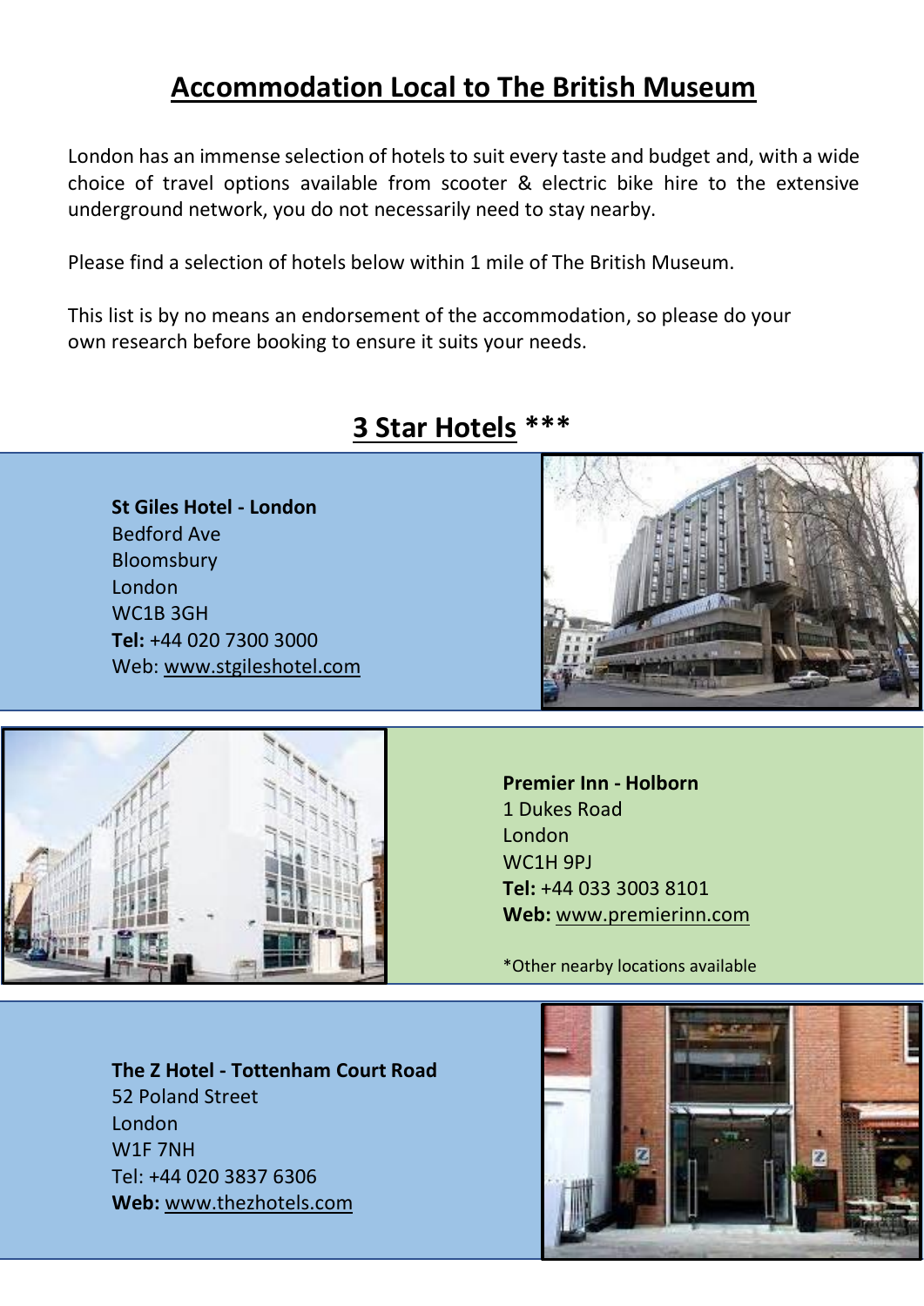# Accommodation Local to The British Museum

London has an immense selection of hotels to suit every taste and budget and, with a wide choice of travel options available from scooter & electric bike hire to the extensive underground network, you do not necessarily need to stay nearby.

Please find a selection of hotels below within 1 mile of The British Museum.

This list is by no means an endorsement of the accommodation, so please do your own research before booking to ensure it suits your needs.

## 3 Star Hotels ***

**St Giles Hotel - London**
Bedford Ave
Bloomsbury
London
WC1B 3GH
**Tel:** +44 020 7300 3000
Web: www.stgileshotel.com

**Premier Inn - Holborn**
1 Dukes Road
London
WC1H 9PJ
**Tel:** +44 033 3003 8101
**Web:** www.premierinn.com

*Other nearby locations available

**The Z Hotel - Tottenham Court Road**
52 Poland Street
London
W1F 7NH
Tel: +44 020 3837 6306
**Web:** www.thezhotels.com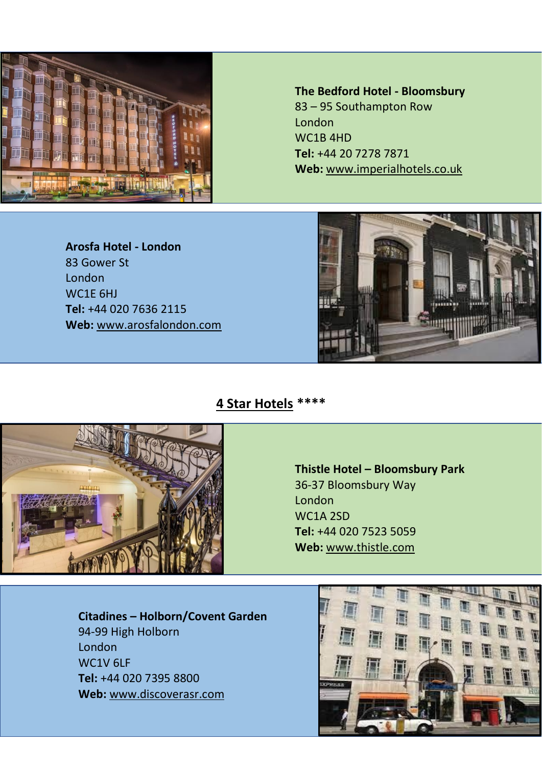**The Bedford Hotel - Bloomsbury**
83 – 95 Southampton Row
London
WC1B 4HD
**Tel:** +44 20 7278 7871
**Web:** www.imperialhotels.co.uk

**Arosfa Hotel - London**
83 Gower St
London
WC1E 6HJ
**Tel:** +44 020 7636 2115
**Web:** www.arosfalondon.com

## 4 Star Hotels ****

**Thistle Hotel – Bloomsbury Park**
36-37 Bloomsbury Way
London
WC1A 2SD
**Tel:** +44 020 7523 5059
**Web:** www.thistle.com

**Citadines – Holborn/Covent Garden**
94-99 High Holborn
London
WC1V 6LF
**Tel:** +44 020 7395 8800
**Web:** www.discoverasr.com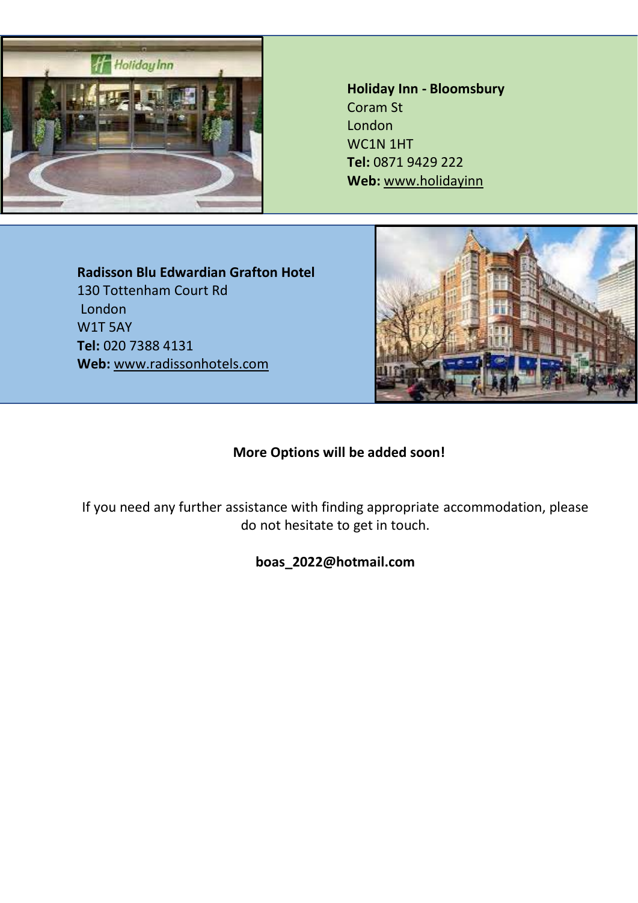**Holiday Inn - Bloomsbury**
Coram St
London
WC1N 1HT
**Tel:** 0871 9429 222
**Web:** www.holidayinn

**Radisson Blu Edwardian Grafton Hotel**
130 Tottenham Court Rd
London
W1T 5AY
**Tel:** 020 7388 4131
**Web:** www.radissonhotels.com

**More Options will be added soon!**

If you need any further assistance with finding appropriate accommodation, please do not hesitate to get in touch.

**boas_2022@hotmail.com**